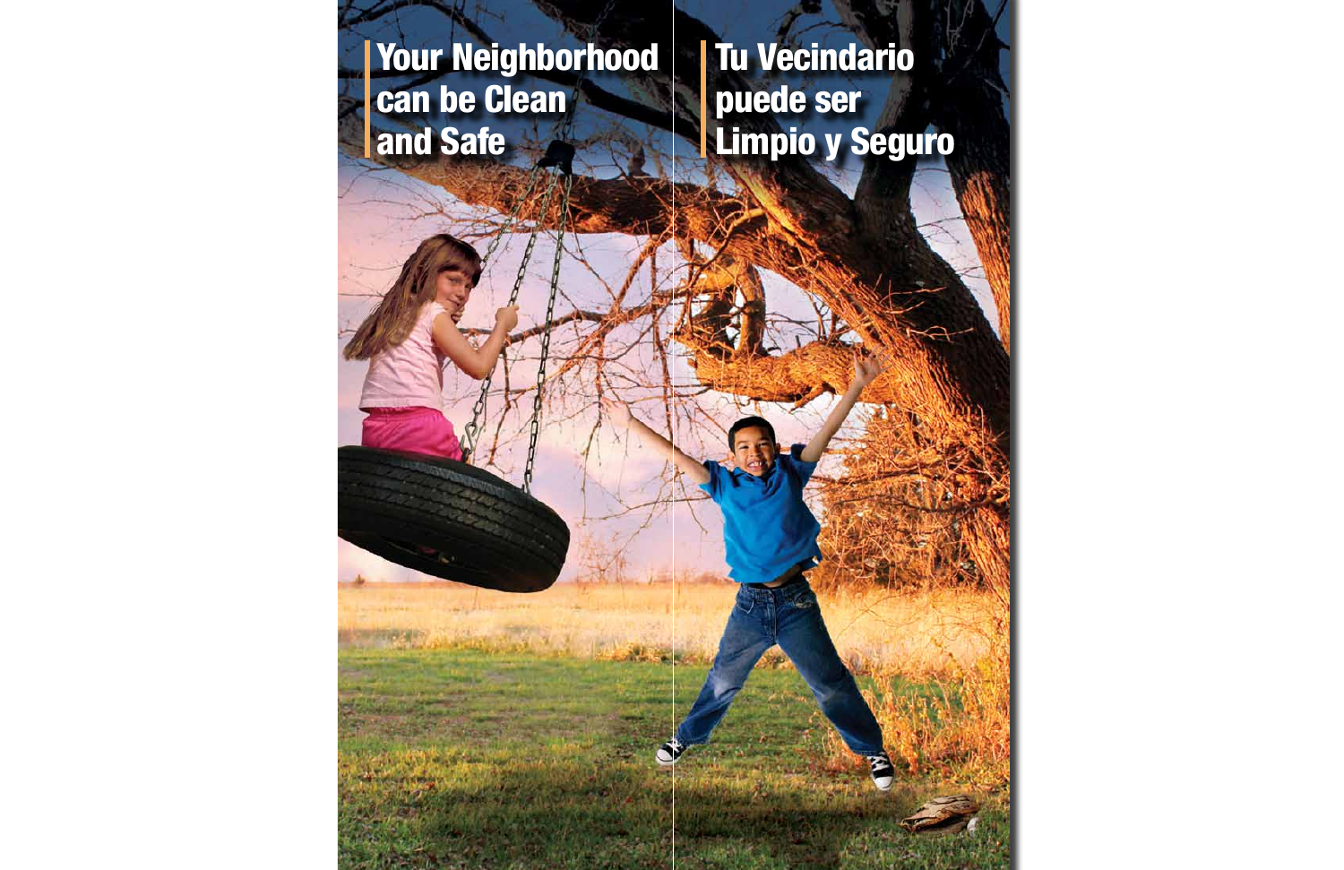# Your Neighborhood can be Clean and Safe

# Tu Vecindario puede ser Limpio y Seguro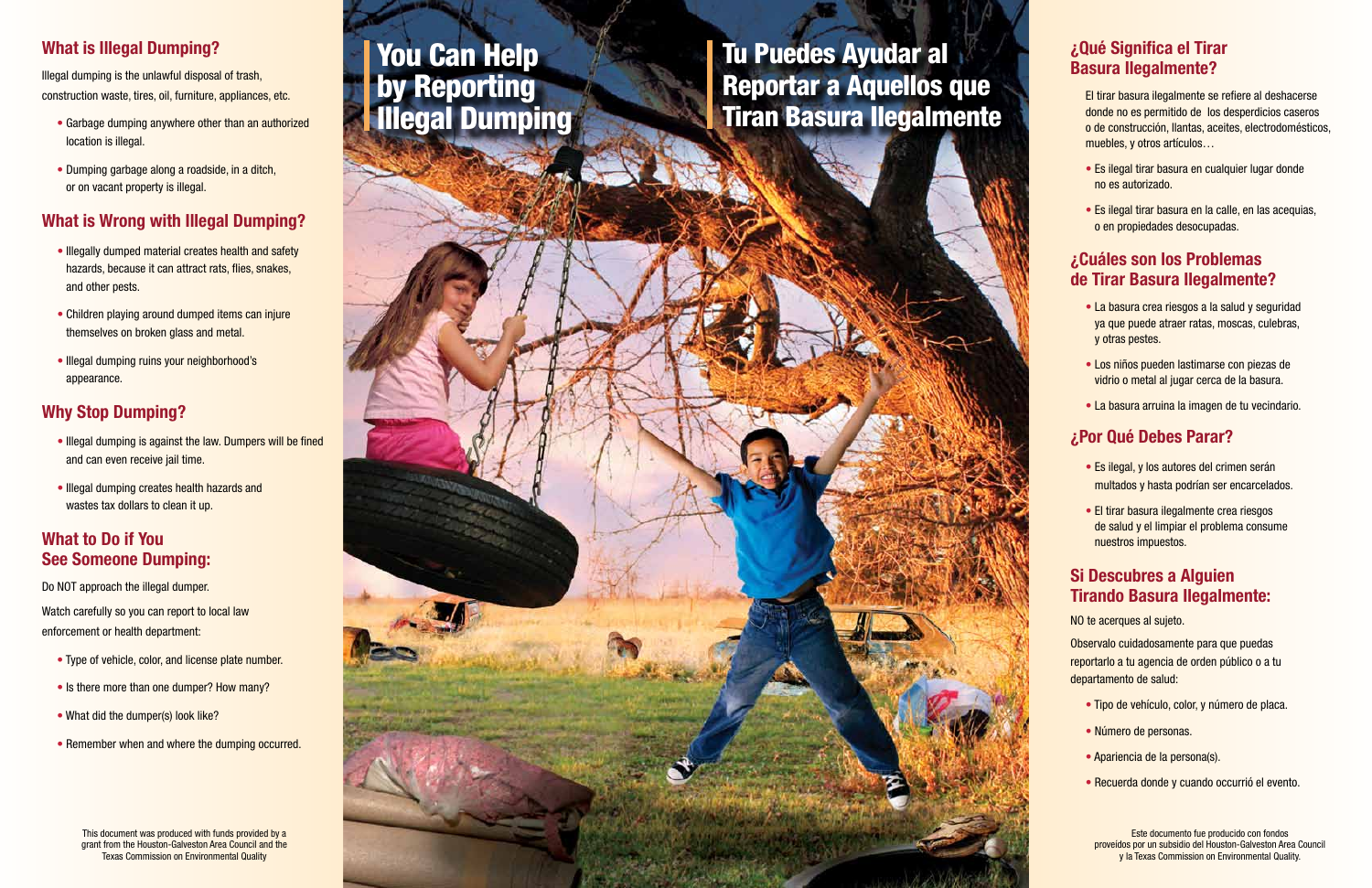## What is Illegal Dumping?

Illegal dumping is the unlawful disposal of trash, construction waste, tires, oil, furniture, appliances, etc.

- Garbage dumping anywhere other than an authorized location is illegal.
- Dumping garbage along a roadside, in a ditch, or on vacant property is illegal.

## What is Wrong with Illegal Dumping?

- Illegally dumped material creates health and safety hazards, because it can attract rats, flies, snakes, and other pests.
- Children playing around dumped items can injure themselves on broken glass and metal.
- Illegal dumping ruins your neighborhood's appearance.

## Why Stop Dumping?

- Illegal dumping is against the law. Dumpers will be fined and can even receive jail time.
- Illegal dumping creates health hazards and wastes tax dollars to clean it up.

## What to Do if You See Someone Dumping:

Do NOT approach the illegal dumper.

Watch carefully so you can report to local law enforcement or health department:

- Type of vehicle, color, and license plate number.
- Is there more than one dumper? How many?
- What did the dumper(s) look like?
- Remember when and where the dumping occurred.

This document was produced with funds provided by a grant from the Houston-Galveston Area Council and the Texas Commission on Environmental Quality

# You Can Help by Reporting Illegal Dumping

# Tu Puedes Ayudar al Reportar a Aquellos que Tiran Basura Ilegalmente

## ¿Qué Significa el Tirar Basura Ilegalmente?

El tirar basura ilegalmente se refiere al deshacerse donde no es permitido de los desperdicios caseros o de construcción, llantas, aceites, electrodomésticos, muebles, y otros artículos…

- Es ilegal tirar basura en cualquier lugar donde no es autorizado.
- Es ilegal tirar basura en la calle, en las acequias, o en propiedades desocupadas.

## ¿Cuáles son los Problemas de Tirar Basura Ilegalmente?

- La basura crea riesgos a la salud y seguridad ya que puede atraer ratas, moscas, culebras, y otras pestes.
- Los niños pueden lastimarse con piezas de vidrio o metal al jugar cerca de la basura.
- La basura arruina la imagen de tu vecindario.

## ¿Por Qué Debes Parar?

- Es ilegal, y los autores del crimen serán multados y hasta podrían ser encarcelados.
- El tirar basura ilegalmente crea riesgos de salud y el limpiar el problema consume nuestros impuestos.

## Si Descubres a Alguien Tirando Basura Ilegalmente:

NO te acerques al sujeto.

Observalo cuidadosamente para que puedas reportarlo a tu agencia de orden público o a tu departamento de salud:

- Tipo de vehículo, color, y número de placa.
- Número de personas.
- Apariencia de la persona(s).
- Recuerda donde y cuando occurrió el evento.

Este documento fue producido con fondos proveídos por un subsidio del Houston-Galveston Area Council y la Texas Commission on Environmental Quality.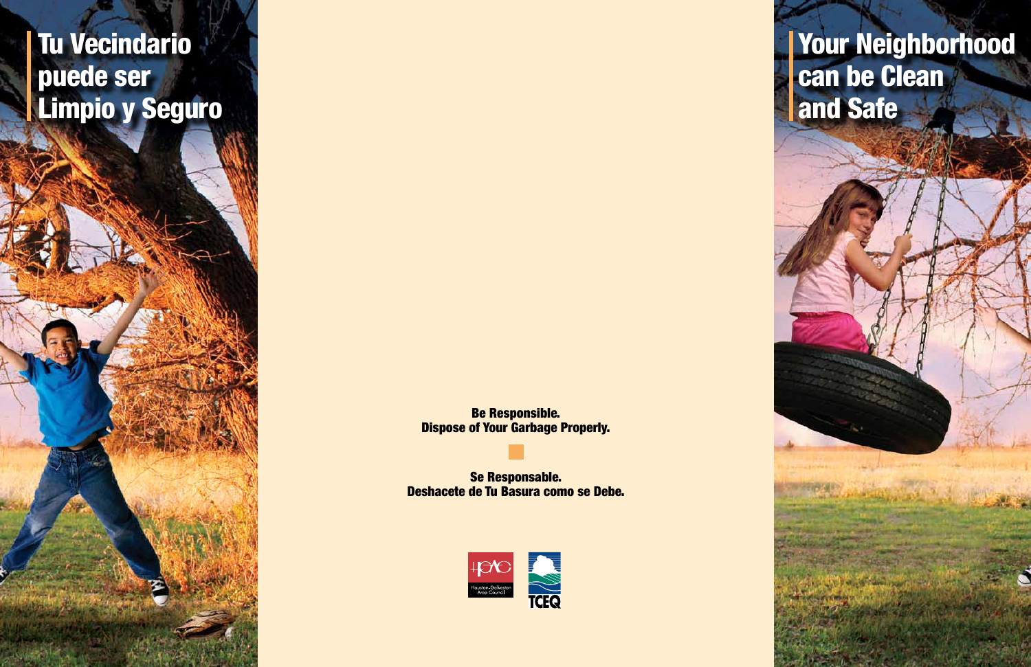# Tu Vecindario puede ser Limpio y Seguro

**Be Responsible.**
**Dispose of Your Garbage Properly.**

**Se Responsable.**
**Deshacete de Tu Basura como se Debe.**

Houston-Galveston Area Council

TCEQ

# Your Neighborhood can be Clean and Safe